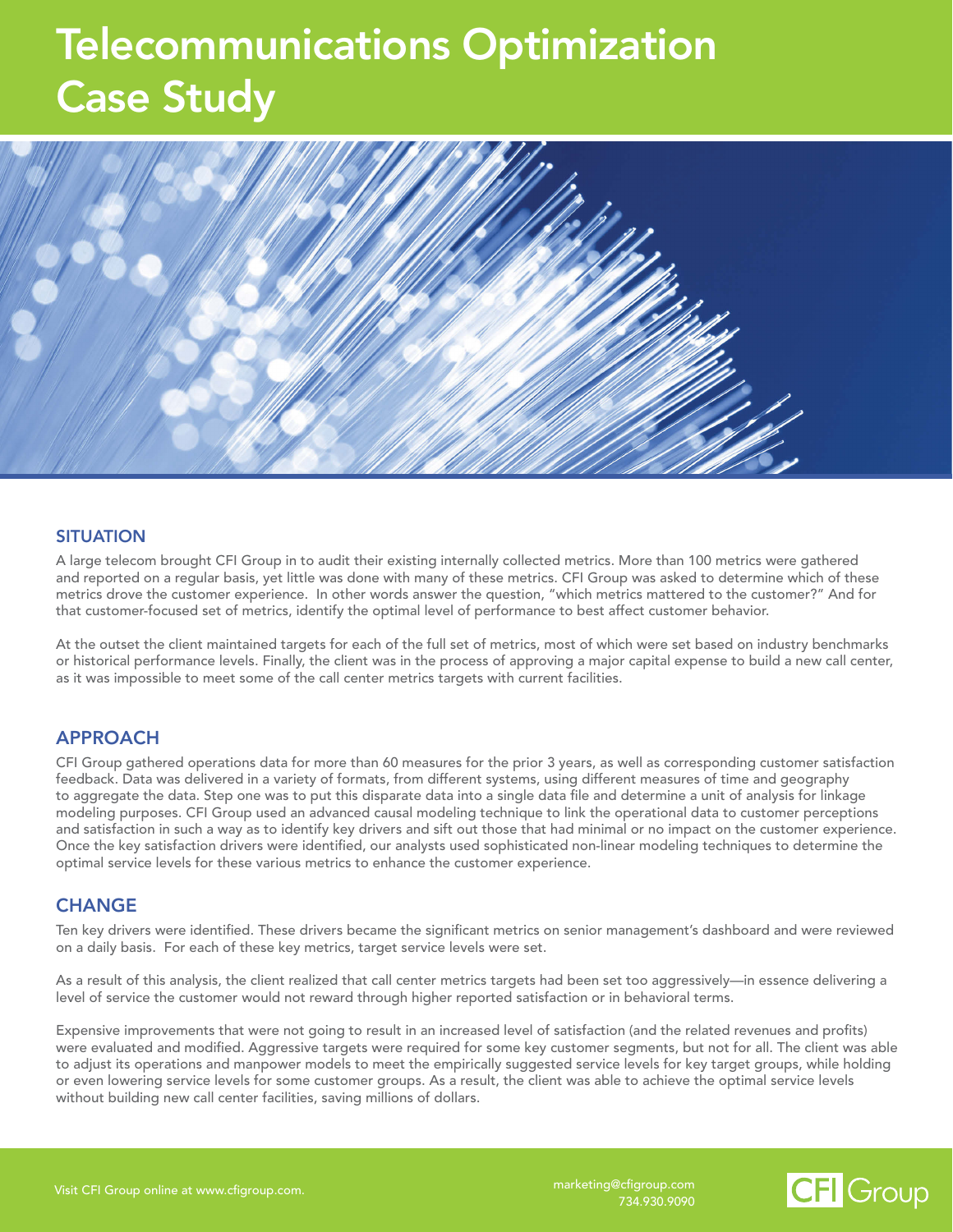# Telecommunications Optimization Case Study

## SITUATION

A large telecom brought CFI Group in to audit their existing internally collected metrics. More than 100 metrics were gathered and reported on a regular basis, yet little was done with many of these metrics. CFI Group was asked to determine which of these metrics drove the customer experience. In other words answer the question, "which metrics mattered to the customer?" And for that customer-focused set of metrics, identify the optimal level of performance to best affect customer behavior.

At the outset the client maintained targets for each of the full set of metrics, most of which were set based on industry benchmarks or historical performance levels. Finally, the client was in the process of approving a major capital expense to build a new call center, as it was impossible to meet some of the call center metrics targets with current facilities.

## APPROACH

CFI Group gathered operations data for more than 60 measures for the prior 3 years, as well as corresponding customer satisfaction feedback. Data was delivered in a variety of formats, from different systems, using different measures of time and geography to aggregate the data. Step one was to put this disparate data into a single data file and determine a unit of analysis for linkage modeling purposes. CFI Group used an advanced causal modeling technique to link the operational data to customer perceptions and satisfaction in such a way as to identify key drivers and sift out those that had minimal or no impact on the customer experience. Once the key satisfaction drivers were identified, our analysts used sophisticated non-linear modeling techniques to determine the optimal service levels for these various metrics to enhance the customer experience.

## CHANGE

Ten key drivers were identified. These drivers became the significant metrics on senior management's dashboard and were reviewed on a daily basis. For each of these key metrics, target service levels were set.

As a result of this analysis, the client realized that call center metrics targets had been set too aggressively—in essence delivering a level of service the customer would not reward through higher reported satisfaction or in behavioral terms.

Expensive improvements that were not going to result in an increased level of satisfaction (and the related revenues and profits) were evaluated and modified. Aggressive targets were required for some key customer segments, but not for all. The client was able to adjust its operations and manpower models to meet the empirically suggested service levels for key target groups, while holding or even lowering service levels for some customer groups. As a result, the client was able to achieve the optimal service levels without building new call center facilities, saving millions of dollars.

Visit CFI Group online at www.cfigroup.com.

marketing@cfigroup.com
734.930.9090

CFI Group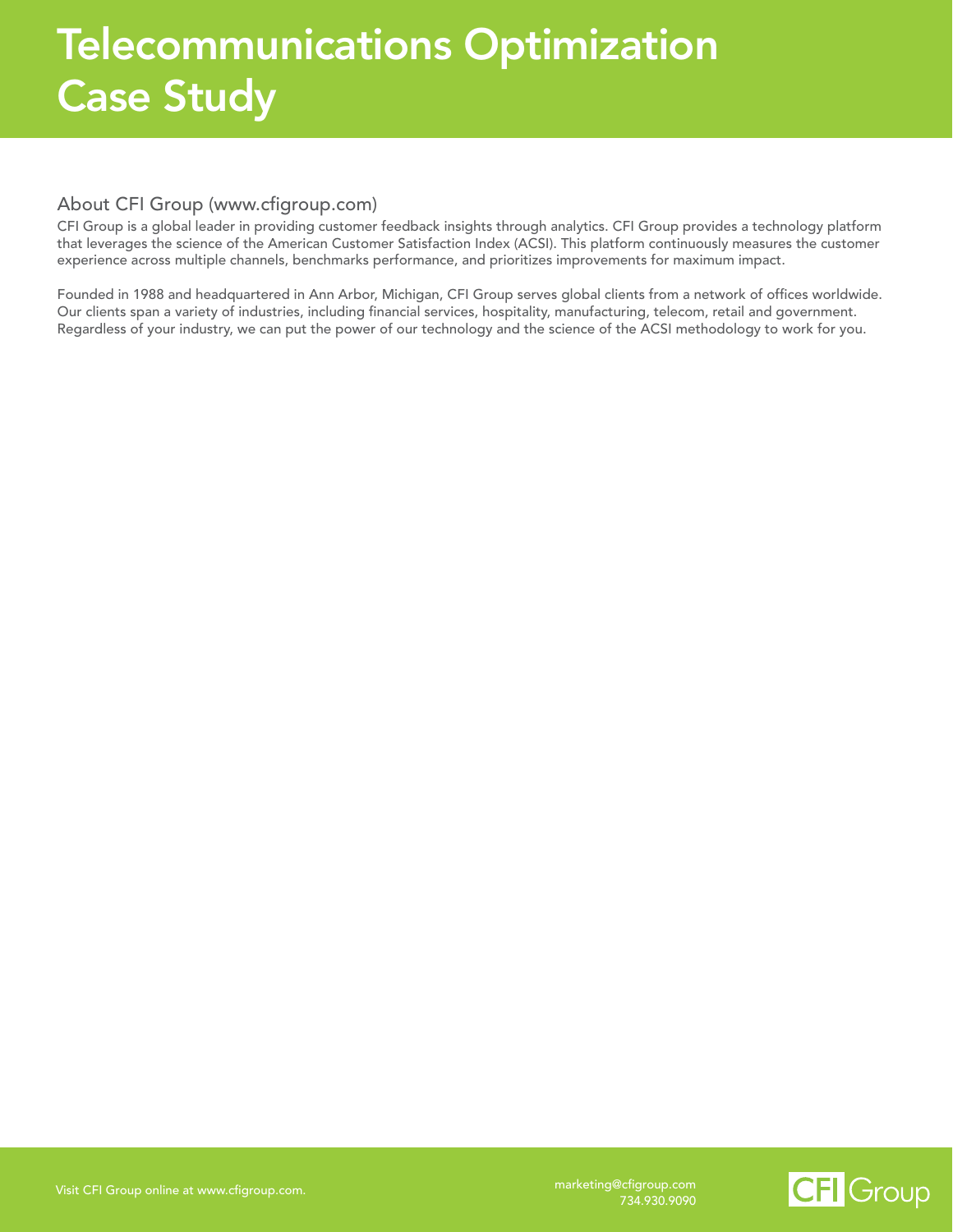# Telecommunications Optimization Case Study

## About CFI Group (www.cfigroup.com)

CFI Group is a global leader in providing customer feedback insights through analytics. CFI Group provides a technology platform that leverages the science of the American Customer Satisfaction Index (ACSI). This platform continuously measures the customer experience across multiple channels, benchmarks performance, and prioritizes improvements for maximum impact.

Founded in 1988 and headquartered in Ann Arbor, Michigan, CFI Group serves global clients from a network of offices worldwide. Our clients span a variety of industries, including financial services, hospitality, manufacturing, telecom, retail and government. Regardless of your industry, we can put the power of our technology and the science of the ACSI methodology to work for you.

Visit CFI Group online at www.cfigroup.com.

marketing@cfigroup.com
734.930.9090

CFI Group